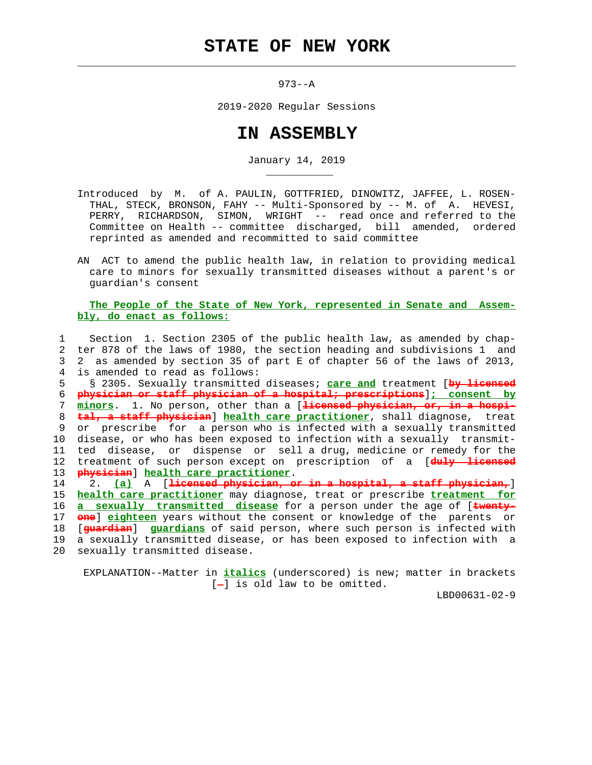# STATE OF NEW YORK

973--A

2019-2020 Regular Sessions

# IN ASSEMBLY

January 14, 2019

Introduced by M. of A. PAULIN, GOTTFRIED, DINOWITZ, JAFFEE, L. ROSENTHAL, STECK, BRONSON, FAHY -- Multi-Sponsored by -- M. of A. HEVESI, PERRY, RICHARDSON, SIMON, WRIGHT -- read once and referred to the Committee on Health -- committee discharged, bill amended, ordered reprinted as amended and recommitted to said committee

AN ACT to amend the public health law, in relation to providing medical care to minors for sexually transmitted diseases without a parent's or guardian's consent

**The People of the State of New York, represented in Senate and Assembly, do enact as follows:**

1 Section 1. Section 2305 of the public health law, as amended by chap-
2 ter 878 of the laws of 1980, the section heading and subdivisions 1 and
3 2 as amended by section 35 of part E of chapter 56 of the laws of 2013,
4 is amended to read as follows:
5 § 2305. Sexually transmitted diseases; **care and** treatment [~~by licensed~~
6 ~~physician or staff physician of a hospital; prescriptions~~]**; consent by**
7 **minors**. 1. No person, other than a [~~licensed physician, or, in a hospi-~~
8 ~~tal, a staff physician~~] **health care practitioner**, shall diagnose, treat
9 or prescribe for a person who is infected with a sexually transmitted
10 disease, or who has been exposed to infection with a sexually transmit-
11 ted disease, or dispense or sell a drug, medicine or remedy for the
12 treatment of such person except on prescription of a [~~duly licensed~~
13 ~~physician~~] **health care practitioner**.
14 2. **(a)** A [~~licensed physician, or in a hospital, a staff physician,~~]
15 **health care practitioner** may diagnose, treat or prescribe **treatment for**
16 **a sexually transmitted disease** for a person under the age of [~~twenty-~~
17 ~~one~~] **eighteen** years without the consent or knowledge of the parents or
18 [~~guardian~~] **guardians** of said person, where such person is infected with
19 a sexually transmitted disease, or has been exposed to infection with a
20 sexually transmitted disease.

EXPLANATION--Matter in ***italics*** (underscored) is new; matter in brackets [-] is old law to be omitted.

LBD00631-02-9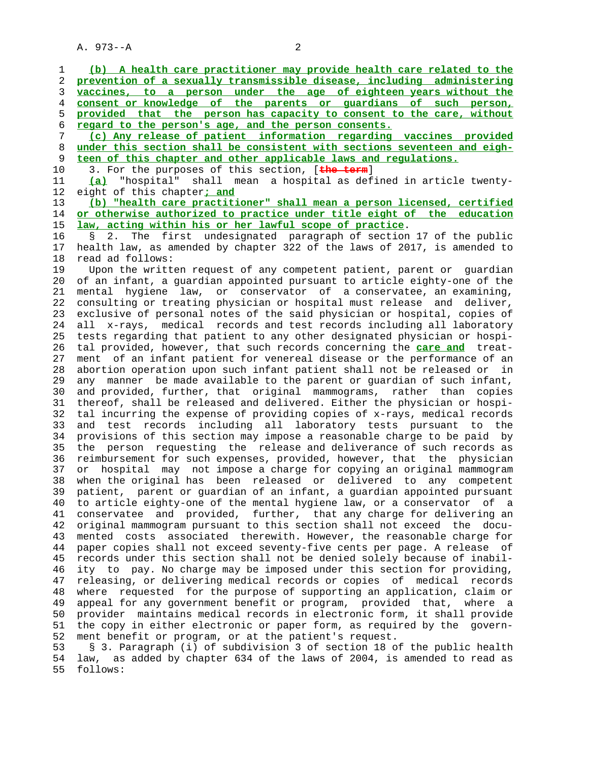(b) A health care practitioner may provide health care related to the prevention of a sexually transmissible disease, including administering vaccines, to a person under the age of eighteen years without the consent or knowledge of the parents or guardians of such person, provided that the person has capacity to consent to the care, without regard to the person's age, and the person consents.

(c) Any release of patient information regarding vaccines provided under this section shall be consistent with sections seventeen and eighteen of this chapter and other applicable laws and regulations.

3. For the purposes of this section, [~~the term~~]

(a) "hospital" shall mean a hospital as defined in article twenty-eight of this chapter; and

(b) "health care practitioner" shall mean a person licensed, certified or otherwise authorized to practice under title eight of the education law, acting within his or her lawful scope of practice.

§ 2. The first undesignated paragraph of section 17 of the public health law, as amended by chapter 322 of the laws of 2017, is amended to read ad follows:

Upon the written request of any competent patient, parent or guardian of an infant, a guardian appointed pursuant to article eighty-one of the mental hygiene law, or conservator of a conservatee, an examining, consulting or treating physician or hospital must release and deliver, exclusive of personal notes of the said physician or hospital, copies of all x-rays, medical records and test records including all laboratory tests regarding that patient to any other designated physician or hospital provided, however, that such records concerning the **care and** treatment of an infant patient for venereal disease or the performance of an abortion operation upon such infant patient shall not be released or in any manner be made available to the parent or guardian of such infant, and provided, further, that original mammograms, rather than copies thereof, shall be released and delivered. Either the physician or hospital incurring the expense of providing copies of x-rays, medical records and test records including all laboratory tests pursuant to the provisions of this section may impose a reasonable charge to be paid by the person requesting the release and deliverance of such records as reimbursement for such expenses, provided, however, that the physician or hospital may not impose a charge for copying an original mammogram when the original has been released or delivered to any competent patient, parent or guardian of an infant, a guardian appointed pursuant to article eighty-one of the mental hygiene law, or a conservator of a conservatee and provided, further, that any charge for delivering an original mammogram pursuant to this section shall not exceed the documented costs associated therewith. However, the reasonable charge for paper copies shall not exceed seventy-five cents per page. A release of records under this section shall not be denied solely because of inability to pay. No charge may be imposed under this section for providing, releasing, or delivering medical records or copies of medical records where requested for the purpose of supporting an application, claim or appeal for any government benefit or program, provided that, where a provider maintains medical records in electronic form, it shall provide the copy in either electronic or paper form, as required by the government benefit or program, or at the patient's request.

§ 3. Paragraph (i) of subdivision 3 of section 18 of the public health law, as added by chapter 634 of the laws of 2004, is amended to read as follows: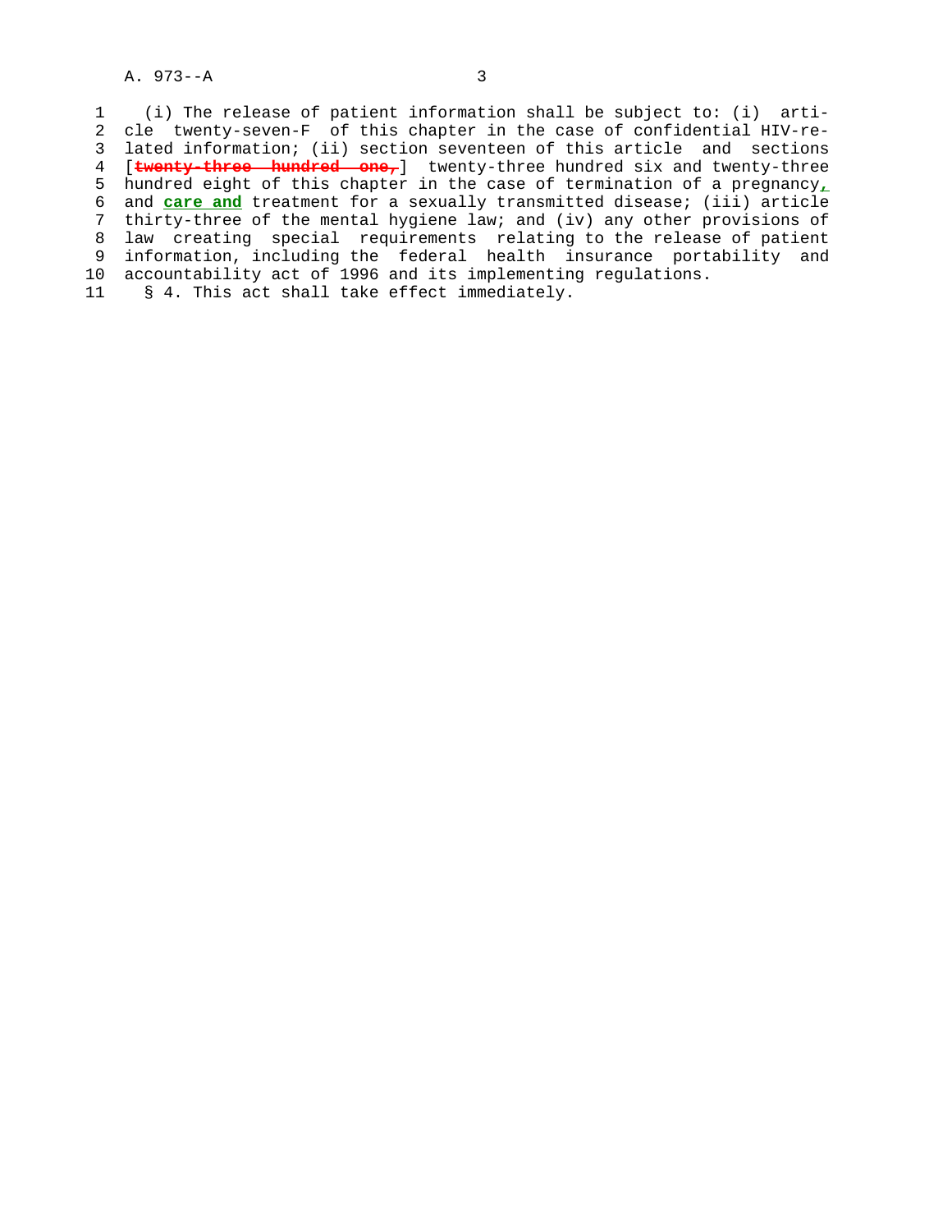(i) The release of patient information shall be subject to: (i) article twenty-seven-F of this chapter in the case of confidential HIV-related information; (ii) section seventeen of this article and sections [~~twenty-three hundred one,~~] twenty-three hundred six and twenty-three hundred eight of this chapter in the case of termination of a pregnancy**,** and **care and** treatment for a sexually transmitted disease; (iii) article thirty-three of the mental hygiene law; and (iv) any other provisions of law creating special requirements relating to the release of patient information, including the federal health insurance portability and accountability act of 1996 and its implementing regulations.

§ 4. This act shall take effect immediately.